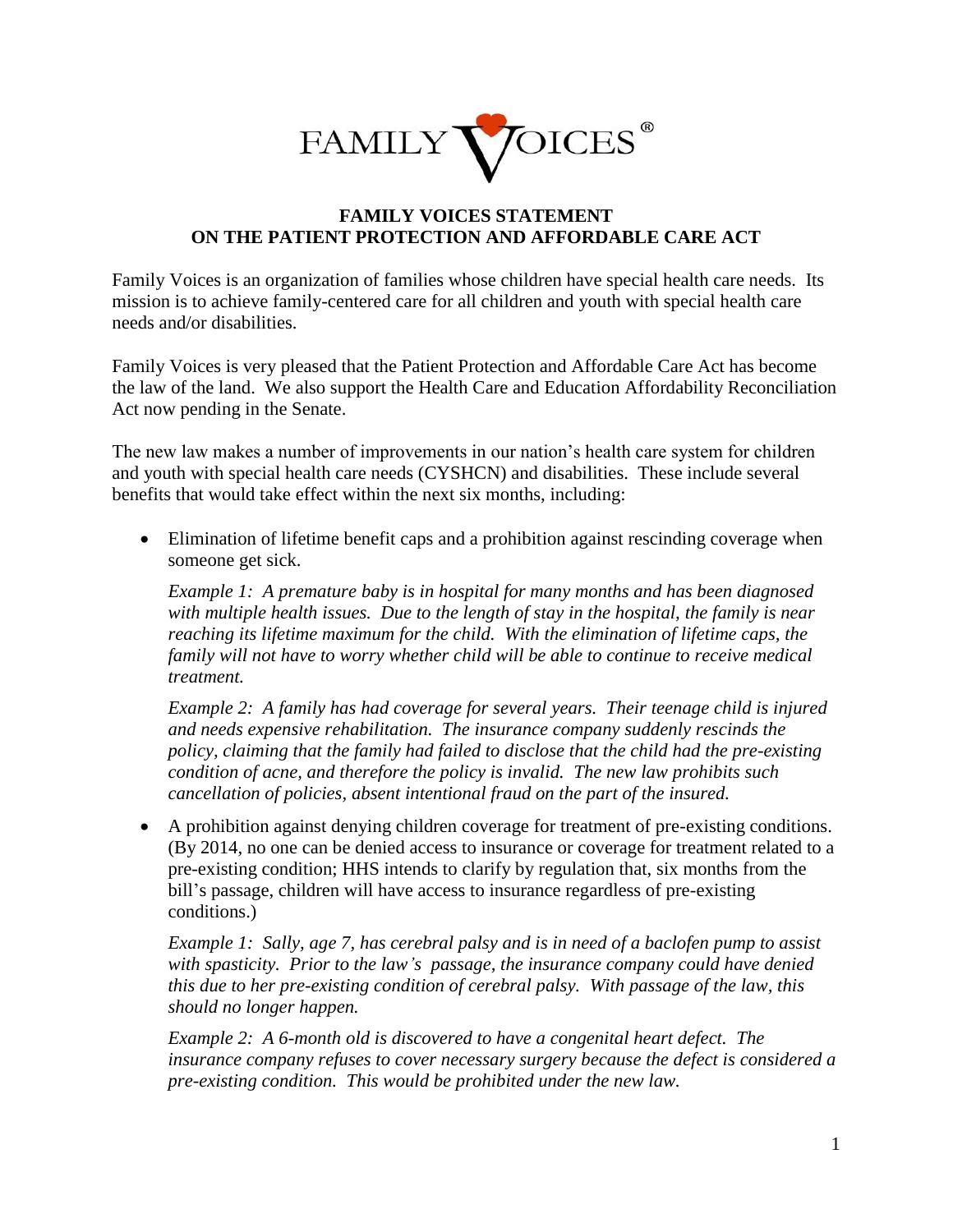# FAMILY VOICES STATEMENT ON THE PATIENT PROTECTION AND AFFORDABLE CARE ACT

Family Voices is an organization of families whose children have special health care needs. Its mission is to achieve family-centered care for all children and youth with special health care needs and/or disabilities.

Family Voices is very pleased that the Patient Protection and Affordable Care Act has become the law of the land. We also support the Health Care and Education Affordability Reconciliation Act now pending in the Senate.

The new law makes a number of improvements in our nation's health care system for children and youth with special health care needs (CYSHCN) and disabilities. These include several benefits that would take effect within the next six months, including:

- Elimination of lifetime benefit caps and a prohibition against rescinding coverage when someone get sick.

  *Example 1: A premature baby is in hospital for many months and has been diagnosed with multiple health issues. Due to the length of stay in the hospital, the family is near reaching its lifetime maximum for the child. With the elimination of lifetime caps, the family will not have to worry whether child will be able to continue to receive medical treatment.*

  *Example 2: A family has had coverage for several years. Their teenage child is injured and needs expensive rehabilitation. The insurance company suddenly rescinds the policy, claiming that the family had failed to disclose that the child had the pre-existing condition of acne, and therefore the policy is invalid. The new law prohibits such cancellation of policies, absent intentional fraud on the part of the insured.*

- A prohibition against denying children coverage for treatment of pre-existing conditions. (By 2014, no one can be denied access to insurance or coverage for treatment related to a pre-existing condition; HHS intends to clarify by regulation that, six months from the bill's passage, children will have access to insurance regardless of pre-existing conditions.)

  *Example 1: Sally, age 7, has cerebral palsy and is in need of a baclofen pump to assist with spasticity. Prior to the law's passage, the insurance company could have denied this due to her pre-existing condition of cerebral palsy. With passage of the law, this should no longer happen.*

  *Example 2: A 6-month old is discovered to have a congenital heart defect. The insurance company refuses to cover necessary surgery because the defect is considered a pre-existing condition. This would be prohibited under the new law.*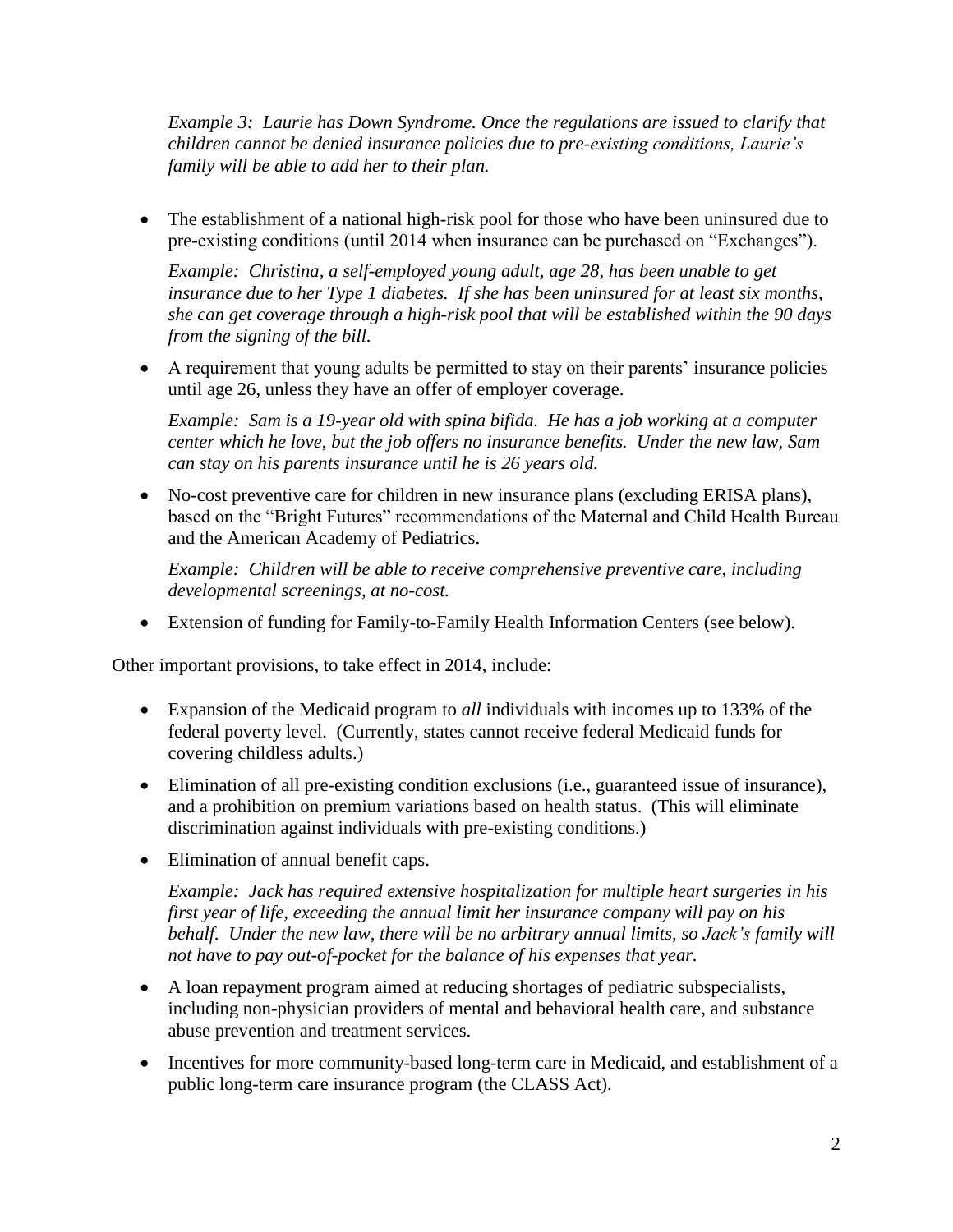*Example 3: Laurie has Down Syndrome. Once the regulations are issued to clarify that children cannot be denied insurance policies due to pre-existing conditions, Laurie's family will be able to add her to their plan.*

- The establishment of a national high-risk pool for those who have been uninsured due to pre-existing conditions (until 2014 when insurance can be purchased on "Exchanges").

  *Example: Christina, a self-employed young adult, age 28, has been unable to get insurance due to her Type 1 diabetes. If she has been uninsured for at least six months, she can get coverage through a high-risk pool that will be established within the 90 days from the signing of the bill.*

- A requirement that young adults be permitted to stay on their parents' insurance policies until age 26, unless they have an offer of employer coverage.

  *Example: Sam is a 19-year old with spina bifida. He has a job working at a computer center which he love, but the job offers no insurance benefits. Under the new law, Sam can stay on his parents insurance until he is 26 years old.*

- No-cost preventive care for children in new insurance plans (excluding ERISA plans), based on the "Bright Futures" recommendations of the Maternal and Child Health Bureau and the American Academy of Pediatrics.

  *Example: Children will be able to receive comprehensive preventive care, including developmental screenings, at no-cost.*

- Extension of funding for Family-to-Family Health Information Centers (see below).

Other important provisions, to take effect in 2014, include:

- Expansion of the Medicaid program to *all* individuals with incomes up to 133% of the federal poverty level. (Currently, states cannot receive federal Medicaid funds for covering childless adults.)
- Elimination of all pre-existing condition exclusions (i.e., guaranteed issue of insurance), and a prohibition on premium variations based on health status. (This will eliminate discrimination against individuals with pre-existing conditions.)
- Elimination of annual benefit caps.

  *Example: Jack has required extensive hospitalization for multiple heart surgeries in his first year of life, exceeding the annual limit her insurance company will pay on his behalf. Under the new law, there will be no arbitrary annual limits, so Jack's family will not have to pay out-of-pocket for the balance of his expenses that year.*

- A loan repayment program aimed at reducing shortages of pediatric subspecialists, including non-physician providers of mental and behavioral health care, and substance abuse prevention and treatment services.
- Incentives for more community-based long-term care in Medicaid, and establishment of a public long-term care insurance program (the CLASS Act).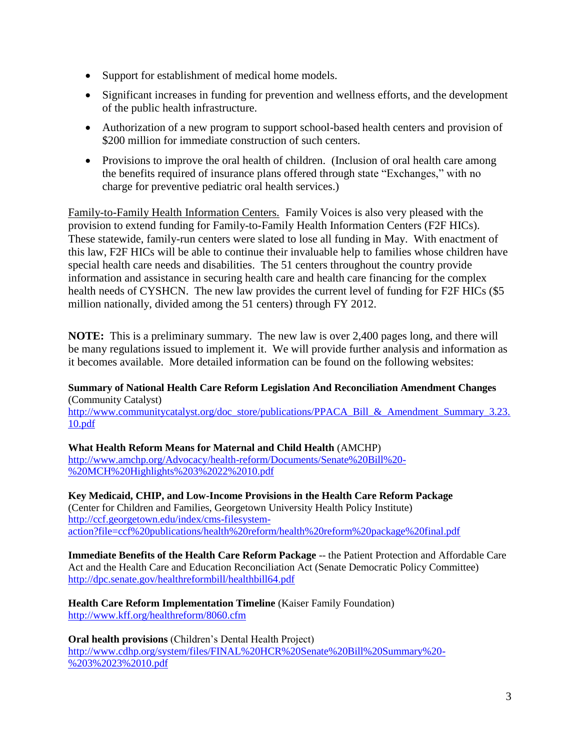- Support for establishment of medical home models.
- Significant increases in funding for prevention and wellness efforts, and the development of the public health infrastructure.
- Authorization of a new program to support school-based health centers and provision of $200 million for immediate construction of such centers.
- Provisions to improve the oral health of children. (Inclusion of oral health care among the benefits required of insurance plans offered through state "Exchanges," with no charge for preventive pediatric oral health services.)

Family-to-Family Health Information Centers. Family Voices is also very pleased with the provision to extend funding for Family-to-Family Health Information Centers (F2F HICs). These statewide, family-run centers were slated to lose all funding in May. With enactment of this law, F2F HICs will be able to continue their invaluable help to families whose children have special health care needs and disabilities. The 51 centers throughout the country provide information and assistance in securing health care and health care financing for the complex health needs of CYSHCN. The new law provides the current level of funding for F2F HICs ($5 million nationally, divided among the 51 centers) through FY 2012.

**NOTE:** This is a preliminary summary. The new law is over 2,400 pages long, and there will be many regulations issued to implement it. We will provide further analysis and information as it becomes available. More detailed information can be found on the following websites:

**Summary of National Health Care Reform Legislation And Reconciliation Amendment Changes** (Community Catalyst)
http://www.communitycatalyst.org/doc_store/publications/PPACA_Bill_&_Amendment_Summary_3.23.10.pdf

**What Health Reform Means for Maternal and Child Health** (AMCHP)
http://www.amchp.org/Advocacy/health-reform/Documents/Senate%20Bill%20-%20MCH%20Highlights%203%2022%2010.pdf

**Key Medicaid, CHIP, and Low-Income Provisions in the Health Care Reform Package** (Center for Children and Families, Georgetown University Health Policy Institute)
http://ccf.georgetown.edu/index/cms-filesystem-action?file=ccf%20publications/health%20reform/health%20reform%20package%20final.pdf

**Immediate Benefits of the Health Care Reform Package** -- the Patient Protection and Affordable Care Act and the Health Care and Education Reconciliation Act (Senate Democratic Policy Committee)
http://dpc.senate.gov/healthreformbill/healthbill64.pdf

**Health Care Reform Implementation Timeline** (Kaiser Family Foundation)
http://www.kff.org/healthreform/8060.cfm

**Oral health provisions** (Children's Dental Health Project)
http://www.cdhp.org/system/files/FINAL%20HCR%20Senate%20Bill%20Summary%20-%203%2023%2010.pdf